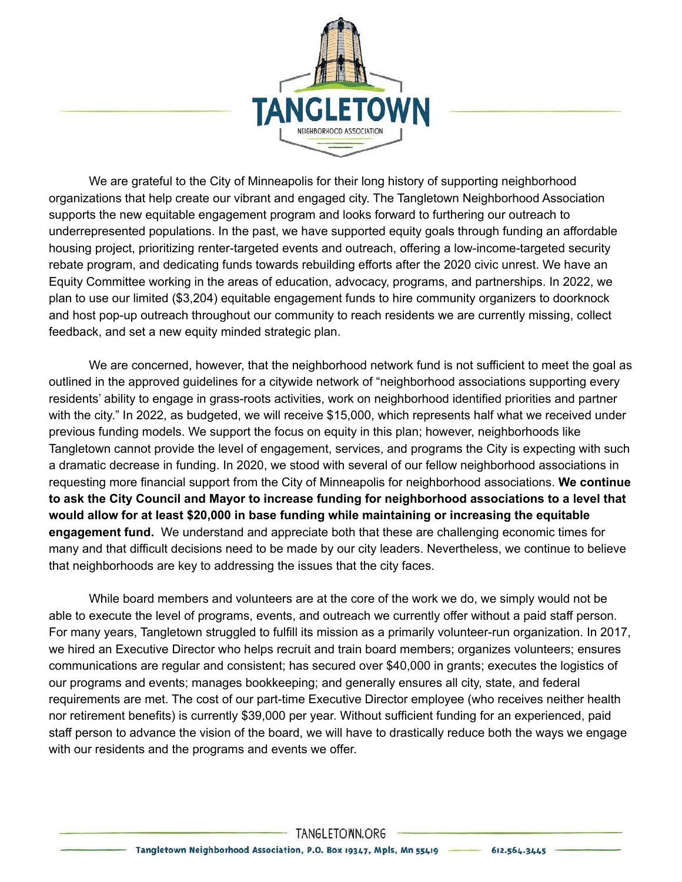We are grateful to the City of Minneapolis for their long history of supporting neighborhood organizations that help create our vibrant and engaged city. The Tangletown Neighborhood Association supports the new equitable engagement program and looks forward to furthering our outreach to underrepresented populations. In the past, we have supported equity goals through funding an affordable housing project, prioritizing renter-targeted events and outreach, offering a low-income-targeted security rebate program, and dedicating funds towards rebuilding efforts after the 2020 civic unrest. We have an Equity Committee working in the areas of education, advocacy, programs, and partnerships. In 2022, we plan to use our limited ($3,204) equitable engagement funds to hire community organizers to doorknock and host pop-up outreach throughout our community to reach residents we are currently missing, collect feedback, and set a new equity minded strategic plan.

We are concerned, however, that the neighborhood network fund is not sufficient to meet the goal as outlined in the approved guidelines for a citywide network of "neighborhood associations supporting every residents' ability to engage in grass-roots activities, work on neighborhood identified priorities and partner with the city." In 2022, as budgeted, we will receive $15,000, which represents half what we received under previous funding models. We support the focus on equity in this plan; however, neighborhoods like Tangletown cannot provide the level of engagement, services, and programs the City is expecting with such a dramatic decrease in funding. In 2020, we stood with several of our fellow neighborhood associations in requesting more financial support from the City of Minneapolis for neighborhood associations. **We continue to ask the City Council and Mayor to increase funding for neighborhood associations to a level that would allow for at least $20,000 in base funding while maintaining or increasing the equitable engagement fund.** We understand and appreciate both that these are challenging economic times for many and that difficult decisions need to be made by our city leaders. Nevertheless, we continue to believe that neighborhoods are key to addressing the issues that the city faces.

While board members and volunteers are at the core of the work we do, we simply would not be able to execute the level of programs, events, and outreach we currently offer without a paid staff person. For many years, Tangletown struggled to fulfill its mission as a primarily volunteer-run organization. In 2017, we hired an Executive Director who helps recruit and train board members; organizes volunteers; ensures communications are regular and consistent; has secured over $40,000 in grants; executes the logistics of our programs and events; manages bookkeeping; and generally ensures all city, state, and federal requirements are met. The cost of our part-time Executive Director employee (who receives neither health nor retirement benefits) is currently $39,000 per year. Without sufficient funding for an experienced, paid staff person to advance the vision of the board, we will have to drastically reduce both the ways we engage with our residents and the programs and events we offer.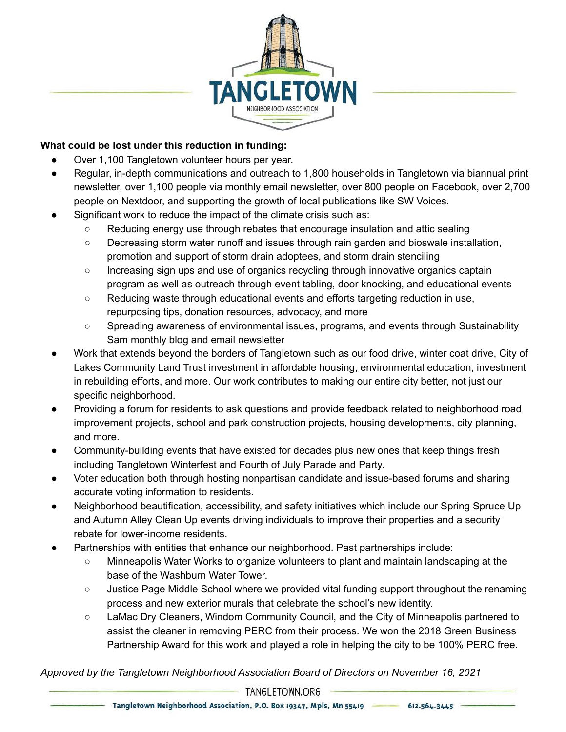**What could be lost under this reduction in funding:**

- Over 1,100 Tangletown volunteer hours per year.
- Regular, in-depth communications and outreach to 1,800 households in Tangletown via biannual print newsletter, over 1,100 people via monthly email newsletter, over 800 people on Facebook, over 2,700 people on Nextdoor, and supporting the growth of local publications like SW Voices.
- Significant work to reduce the impact of the climate crisis such as:
  - Reducing energy use through rebates that encourage insulation and attic sealing
  - Decreasing storm water runoff and issues through rain garden and bioswale installation, promotion and support of storm drain adoptees, and storm drain stenciling
  - Increasing sign ups and use of organics recycling through innovative organics captain program as well as outreach through event tabling, door knocking, and educational events
  - Reducing waste through educational events and efforts targeting reduction in use, repurposing tips, donation resources, advocacy, and more
  - Spreading awareness of environmental issues, programs, and events through Sustainability Sam monthly blog and email newsletter
- Work that extends beyond the borders of Tangletown such as our food drive, winter coat drive, City of Lakes Community Land Trust investment in affordable housing, environmental education, investment in rebuilding efforts, and more. Our work contributes to making our entire city better, not just our specific neighborhood.
- Providing a forum for residents to ask questions and provide feedback related to neighborhood road improvement projects, school and park construction projects, housing developments, city planning, and more.
- Community-building events that have existed for decades plus new ones that keep things fresh including Tangletown Winterfest and Fourth of July Parade and Party.
- Voter education both through hosting nonpartisan candidate and issue-based forums and sharing accurate voting information to residents.
- Neighborhood beautification, accessibility, and safety initiatives which include our Spring Spruce Up and Autumn Alley Clean Up events driving individuals to improve their properties and a security rebate for lower-income residents.
- Partnerships with entities that enhance our neighborhood. Past partnerships include:
  - Minneapolis Water Works to organize volunteers to plant and maintain landscaping at the base of the Washburn Water Tower.
  - Justice Page Middle School where we provided vital funding support throughout the renaming process and new exterior murals that celebrate the school's new identity.
  - LaMac Dry Cleaners, Windom Community Council, and the City of Minneapolis partnered to assist the cleaner in removing PERC from their process. We won the 2018 Green Business Partnership Award for this work and played a role in helping the city to be 100% PERC free.

*Approved by the Tangletown Neighborhood Association Board of Directors on November 16, 2021*